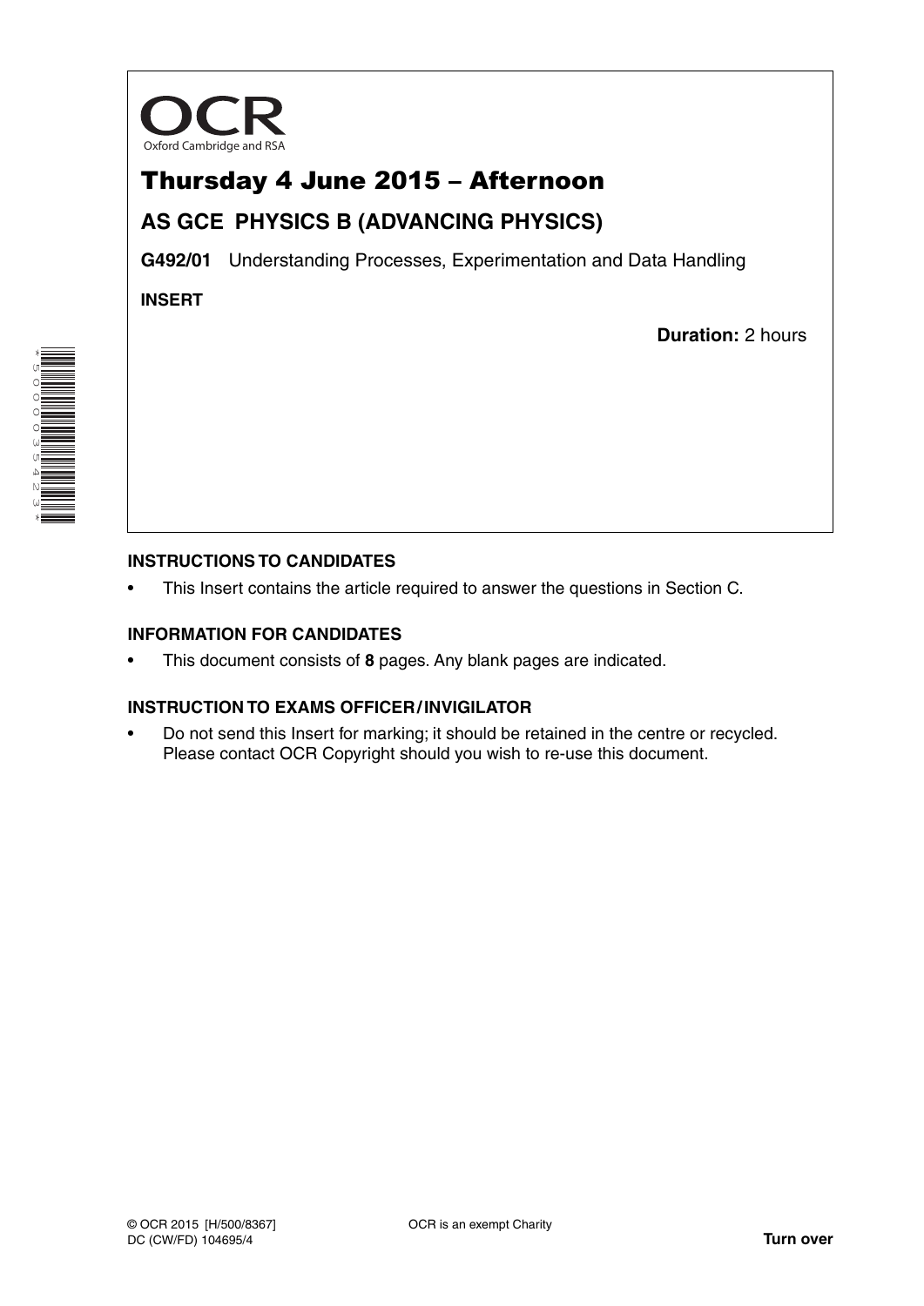OCR

Oxford Cambridge and RSA

# Thursday 4 June 2015 – Afternoon

## AS GCE PHYSICS B (ADVANCING PHYSICS)

**G492/01** Understanding Processes, Experimentation and Data Handling

**INSERT**

**Duration:** 2 hours

### INSTRUCTIONS TO CANDIDATES

- This Insert contains the article required to answer the questions in Section C.

### INFORMATION FOR CANDIDATES

- This document consists of **8** pages. Any blank pages are indicated.

### INSTRUCTION TO EXAMS OFFICER / INVIGILATOR

- Do not send this Insert for marking; it should be retained in the centre or recycled. Please contact OCR Copyright should you wish to re-use this document.

© OCR 2015 [H/500/8367]
DC (CW/FD) 104695/4

OCR is an exempt Charity

**Turn over**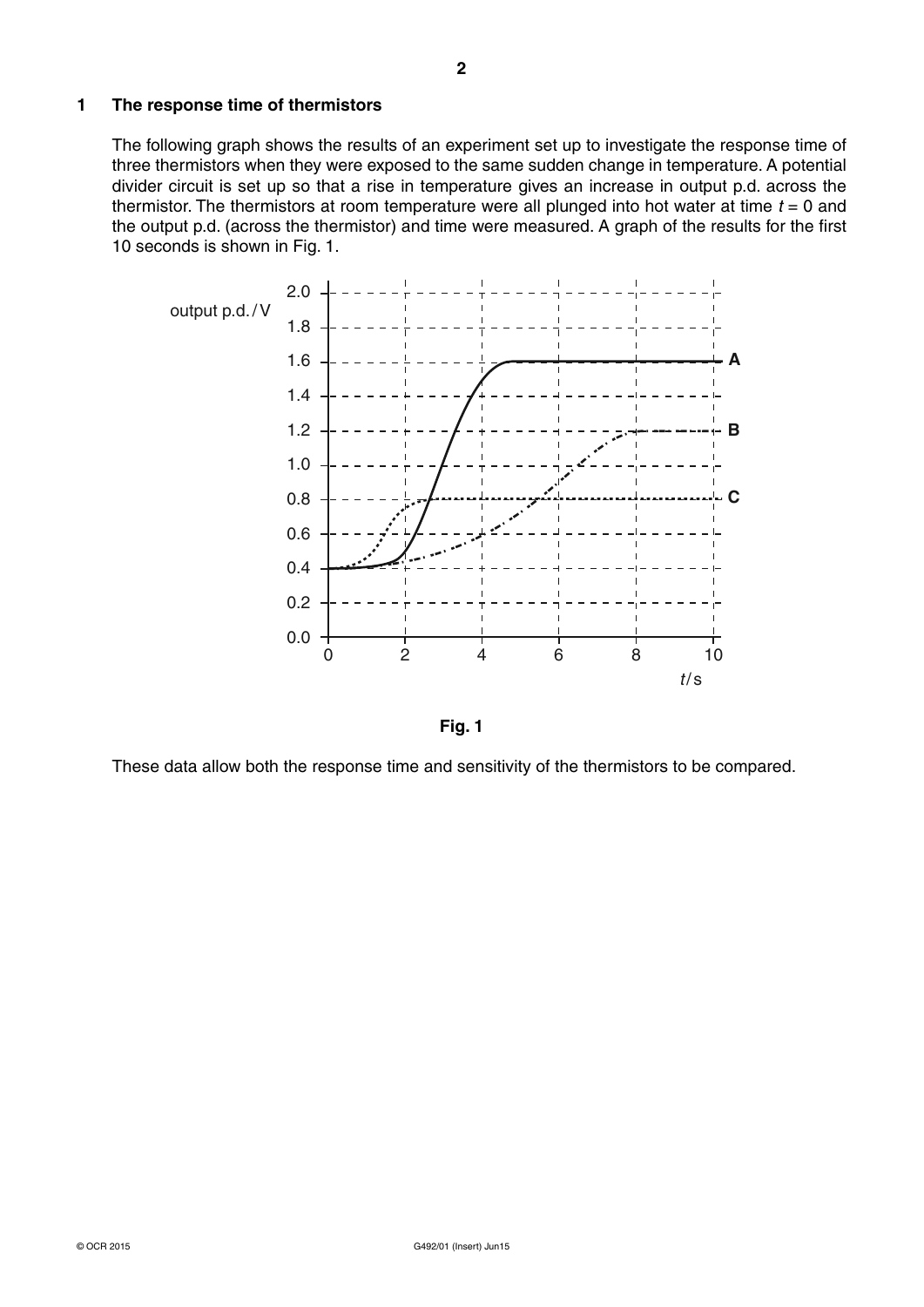## 1 The response time of thermistors

The following graph shows the results of an experiment set up to investigate the response time of three thermistors when they were exposed to the same sudden change in temperature. A potential divider circuit is set up so that a rise in temperature gives an increase in output p.d. across the thermistor. The thermistors at room temperature were all plunged into hot water at time $t = 0$ and the output p.d. (across the thermistor) and time were measured. A graph of the results for the first 10 seconds is shown in Fig. 1.

**Fig. 1**

These data allow both the response time and sensitivity of the thermistors to be compared.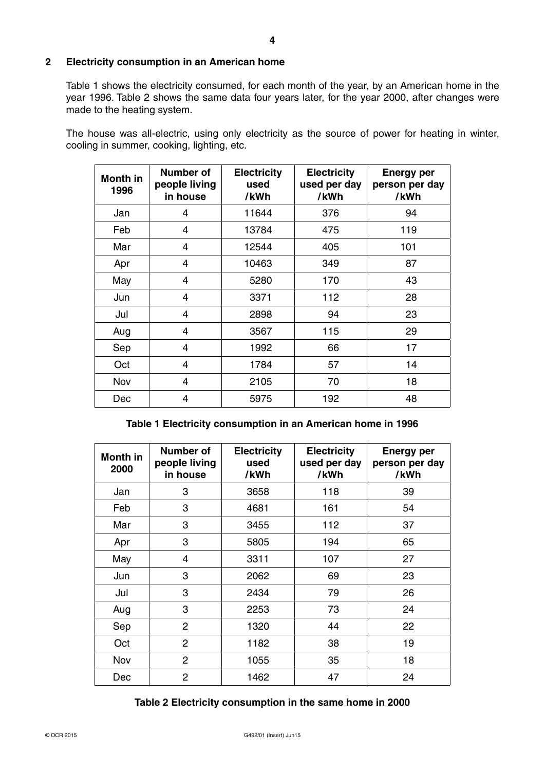## 2 Electricity consumption in an American home

Table 1 shows the electricity consumed, for each month of the year, by an American home in the year 1996. Table 2 shows the same data four years later, for the year 2000, after changes were made to the heating system.

The house was all-electric, using only electricity as the source of power for heating in winter, cooling in summer, cooking, lighting, etc.

| Month in 1996 | Number of people living in house | Electricity used /kWh | Electricity used per day /kWh | Energy per person per day /kWh |
|---|---|---|---|---|
| Jan | 4 | 11644 | 376 | 94 |
| Feb | 4 | 13784 | 475 | 119 |
| Mar | 4 | 12544 | 405 | 101 |
| Apr | 4 | 10463 | 349 | 87 |
| May | 4 | 5280 | 170 | 43 |
| Jun | 4 | 3371 | 112 | 28 |
| Jul | 4 | 2898 | 94 | 23 |
| Aug | 4 | 3567 | 115 | 29 |
| Sep | 4 | 1992 | 66 | 17 |
| Oct | 4 | 1784 | 57 | 14 |
| Nov | 4 | 2105 | 70 | 18 |
| Dec | 4 | 5975 | 192 | 48 |

**Table 1 Electricity consumption in an American home in 1996**

| Month in 2000 | Number of people living in house | Electricity used /kWh | Electricity used per day /kWh | Energy per person per day /kWh |
|---|---|---|---|---|
| Jan | 3 | 3658 | 118 | 39 |
| Feb | 3 | 4681 | 161 | 54 |
| Mar | 3 | 3455 | 112 | 37 |
| Apr | 3 | 5805 | 194 | 65 |
| May | 4 | 3311 | 107 | 27 |
| Jun | 3 | 2062 | 69 | 23 |
| Jul | 3 | 2434 | 79 | 26 |
| Aug | 3 | 2253 | 73 | 24 |
| Sep | 2 | 1320 | 44 | 22 |
| Oct | 2 | 1182 | 38 | 19 |
| Nov | 2 | 1055 | 35 | 18 |
| Dec | 2 | 1462 | 47 | 24 |

**Table 2 Electricity consumption in the same home in 2000**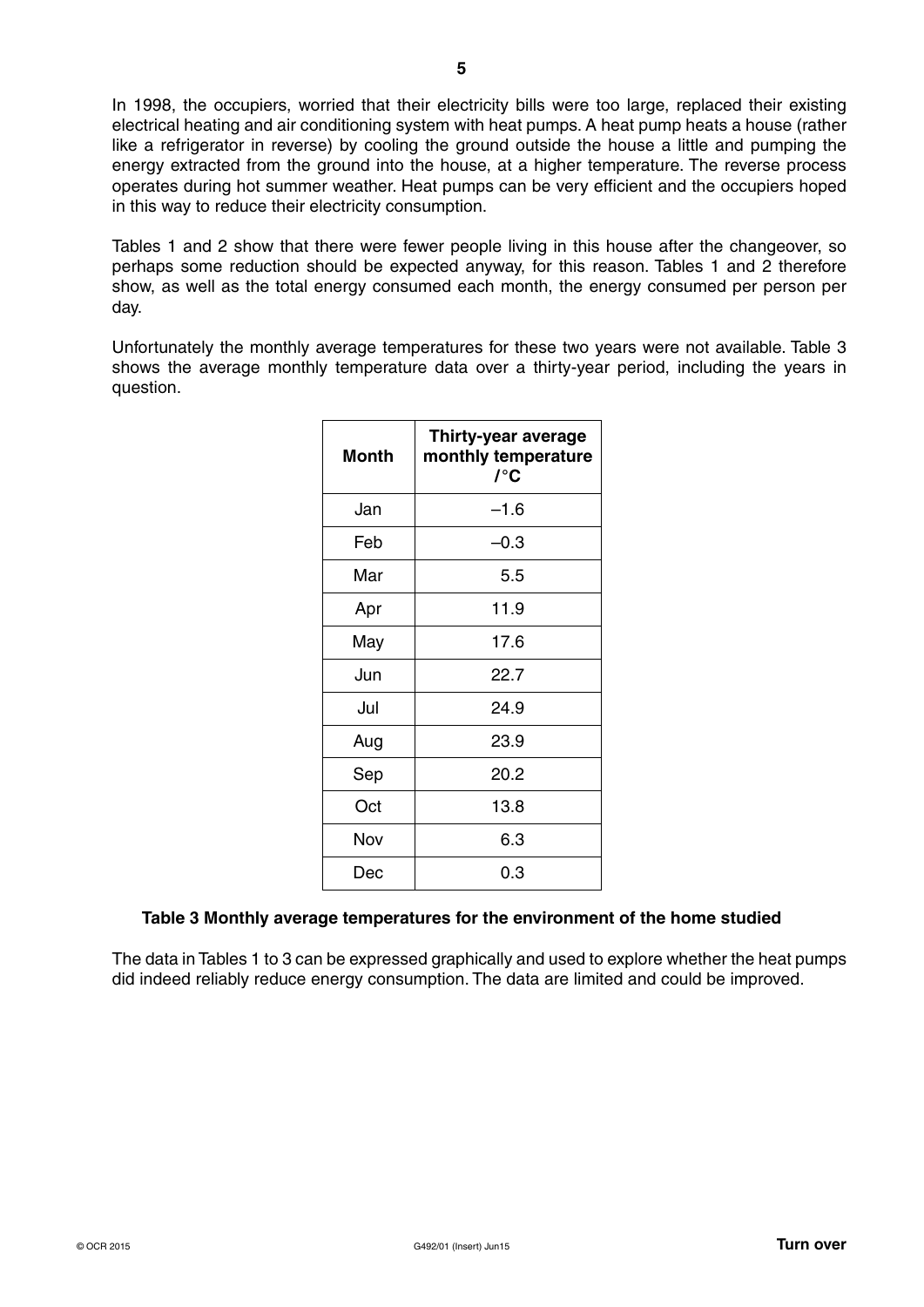In 1998, the occupiers, worried that their electricity bills were too large, replaced their existing electrical heating and air conditioning system with heat pumps. A heat pump heats a house (rather like a refrigerator in reverse) by cooling the ground outside the house a little and pumping the energy extracted from the ground into the house, at a higher temperature. The reverse process operates during hot summer weather. Heat pumps can be very efficient and the occupiers hoped in this way to reduce their electricity consumption.

Tables 1 and 2 show that there were fewer people living in this house after the changeover, so perhaps some reduction should be expected anyway, for this reason. Tables 1 and 2 therefore show, as well as the total energy consumed each month, the energy consumed per person per day.

Unfortunately the monthly average temperatures for these two years were not available. Table 3 shows the average monthly temperature data over a thirty-year period, including the years in question.

| Month | Thirty-year average monthly temperature /°C |
|---|---|
| Jan | –1.6 |
| Feb | –0.3 |
| Mar | 5.5 |
| Apr | 11.9 |
| May | 17.6 |
| Jun | 22.7 |
| Jul | 24.9 |
| Aug | 23.9 |
| Sep | 20.2 |
| Oct | 13.8 |
| Nov | 6.3 |
| Dec | 0.3 |

**Table 3 Monthly average temperatures for the environment of the home studied**

The data in Tables 1 to 3 can be expressed graphically and used to explore whether the heat pumps did indeed reliably reduce energy consumption. The data are limited and could be improved.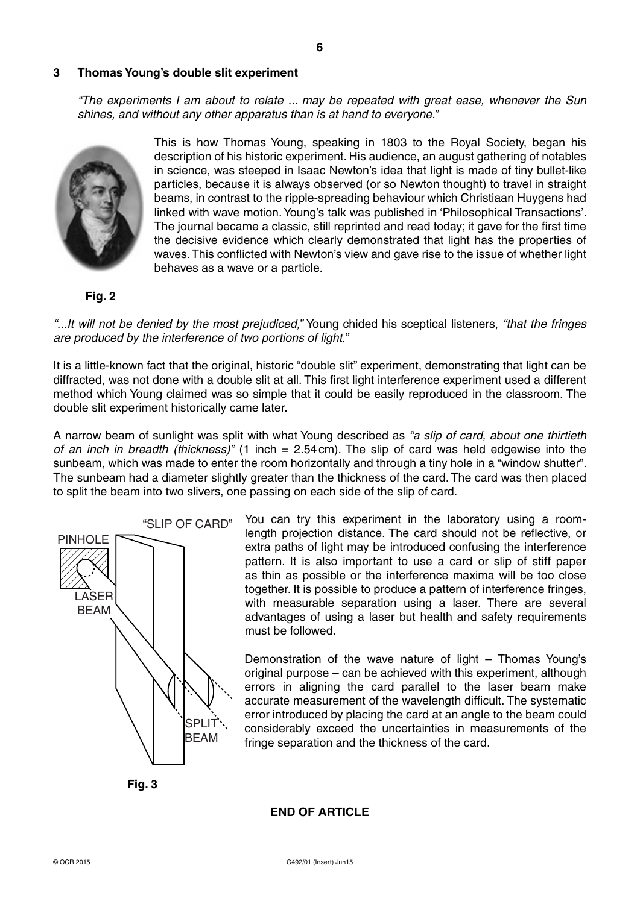## 3 Thomas Young's double slit experiment

*"The experiments I am about to relate ... may be repeated with great ease, whenever the Sun shines, and without any other apparatus than is at hand to everyone."*

This is how Thomas Young, speaking in 1803 to the Royal Society, began his description of his historic experiment. His audience, an august gathering of notables in science, was steeped in Isaac Newton's idea that light is made of tiny bullet-like particles, because it is always observed (or so Newton thought) to travel in straight beams, in contrast to the ripple-spreading behaviour which Christiaan Huygens had linked with wave motion. Young's talk was published in 'Philosophical Transactions'. The journal became a classic, still reprinted and read today; it gave for the first time the decisive evidence which clearly demonstrated that light has the properties of waves. This conflicted with Newton's view and gave rise to the issue of whether light behaves as a wave or a particle.

**Fig. 2**

*"...It will not be denied by the most prejudiced,"* Young chided his sceptical listeners, *"that the fringes are produced by the interference of two portions of light."*

It is a little-known fact that the original, historic "double slit" experiment, demonstrating that light can be diffracted, was not done with a double slit at all. This first light interference experiment used a different method which Young claimed was so simple that it could be easily reproduced in the classroom. The double slit experiment historically came later.

A narrow beam of sunlight was split with what Young described as *"a slip of card, about one thirtieth of an inch in breadth (thickness)"* (1 inch = 2.54 cm). The slip of card was held edgewise into the sunbeam, which was made to enter the room horizontally and through a tiny hole in a "window shutter". The sunbeam had a diameter slightly greater than the thickness of the card. The card was then placed to split the beam into two slivers, one passing on each side of the slip of card.

"SLIP OF CARD"

PINHOLE

LASER BEAM

SPLIT BEAM

**Fig. 3**

You can try this experiment in the laboratory using a room-length projection distance. The card should not be reflective, or extra paths of light may be introduced confusing the interference pattern. It is also important to use a card or slip of stiff paper as thin as possible or the interference maxima will be too close together. It is possible to produce a pattern of interference fringes, with measurable separation using a laser. There are several advantages of using a laser but health and safety requirements must be followed.

Demonstration of the wave nature of light – Thomas Young's original purpose – can be achieved with this experiment, although errors in aligning the card parallel to the laser beam make accurate measurement of the wavelength difficult. The systematic error introduced by placing the card at an angle to the beam could considerably exceed the uncertainties in measurements of the fringe separation and the thickness of the card.

**END OF ARTICLE**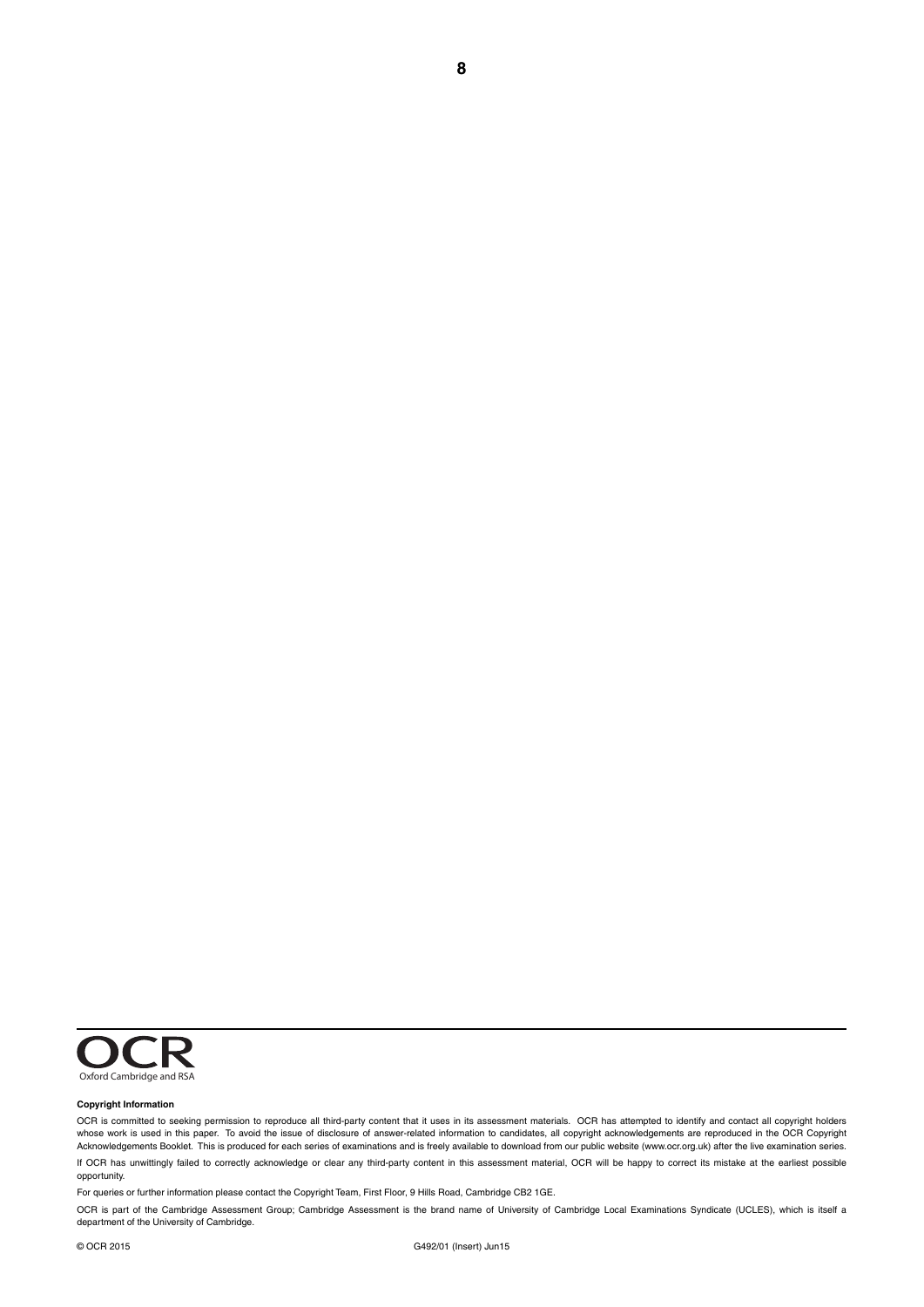OCR

Oxford Cambridge and RSA

**Copyright Information**

OCR is committed to seeking permission to reproduce all third-party content that it uses in its assessment materials. OCR has attempted to identify and contact all copyright holders whose work is used in this paper. To avoid the issue of disclosure of answer-related information to candidates, all copyright acknowledgements are reproduced in the OCR Copyright Acknowledgements Booklet. This is produced for each series of examinations and is freely available to download from our public website (www.ocr.org.uk) after the live examination series.

If OCR has unwittingly failed to correctly acknowledge or clear any third-party content in this assessment material, OCR will be happy to correct its mistake at the earliest possible opportunity.

For queries or further information please contact the Copyright Team, First Floor, 9 Hills Road, Cambridge CB2 1GE.

OCR is part of the Cambridge Assessment Group; Cambridge Assessment is the brand name of University of Cambridge Local Examinations Syndicate (UCLES), which is itself a department of the University of Cambridge.

© OCR 2015 G492/01 (Insert) Jun15